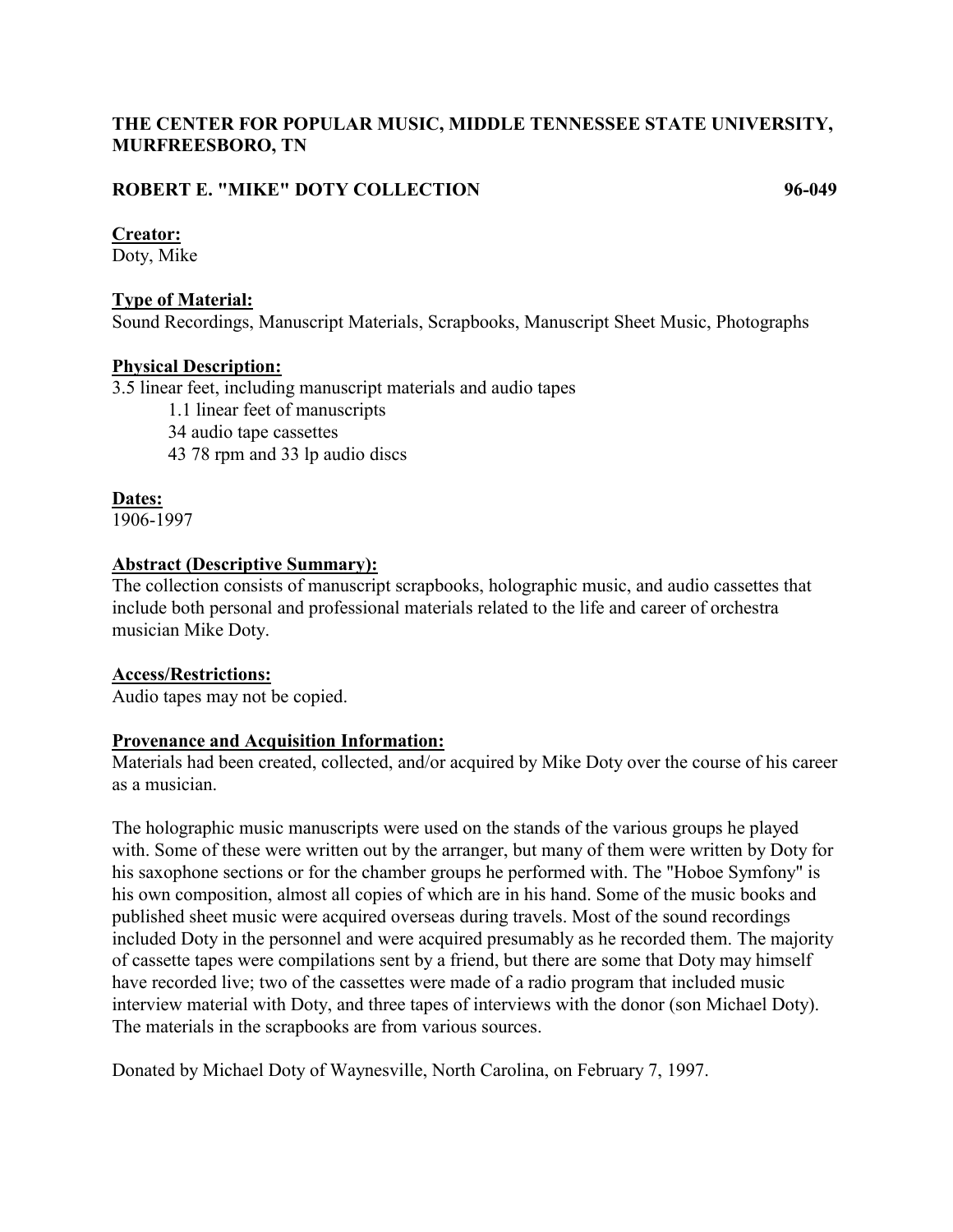**THE CENTER FOR POPULAR MUSIC, MIDDLE TENNESSEE STATE UNIVERSITY, MURFREESBORO, TN**

**ROBERT E. "MIKE" DOTY COLLECTION** **96-049**

**Creator:**
Doty, Mike

**Type of Material:**
Sound Recordings, Manuscript Materials, Scrapbooks, Manuscript Sheet Music, Photographs

**Physical Description:**
3.5 linear feet, including manuscript materials and audio tapes

- 1.1 linear feet of manuscripts
- 34 audio tape cassettes
- 43 78 rpm and 33 lp audio discs

**Dates:**
1906-1997

**Abstract (Descriptive Summary):**
The collection consists of manuscript scrapbooks, holographic music, and audio cassettes that include both personal and professional materials related to the life and career of orchestra musician Mike Doty.

**Access/Restrictions:**
Audio tapes may not be copied.

**Provenance and Acquisition Information:**
Materials had been created, collected, and/or acquired by Mike Doty over the course of his career as a musician.

The holographic music manuscripts were used on the stands of the various groups he played with. Some of these were written out by the arranger, but many of them were written by Doty for his saxophone sections or for the chamber groups he performed with. The "Hoboe Symfony" is his own composition, almost all copies of which are in his hand. Some of the music books and published sheet music were acquired overseas during travels. Most of the sound recordings included Doty in the personnel and were acquired presumably as he recorded them. The majority of cassette tapes were compilations sent by a friend, but there are some that Doty may himself have recorded live; two of the cassettes were made of a radio program that included music interview material with Doty, and three tapes of interviews with the donor (son Michael Doty). The materials in the scrapbooks are from various sources.

Donated by Michael Doty of Waynesville, North Carolina, on February 7, 1997.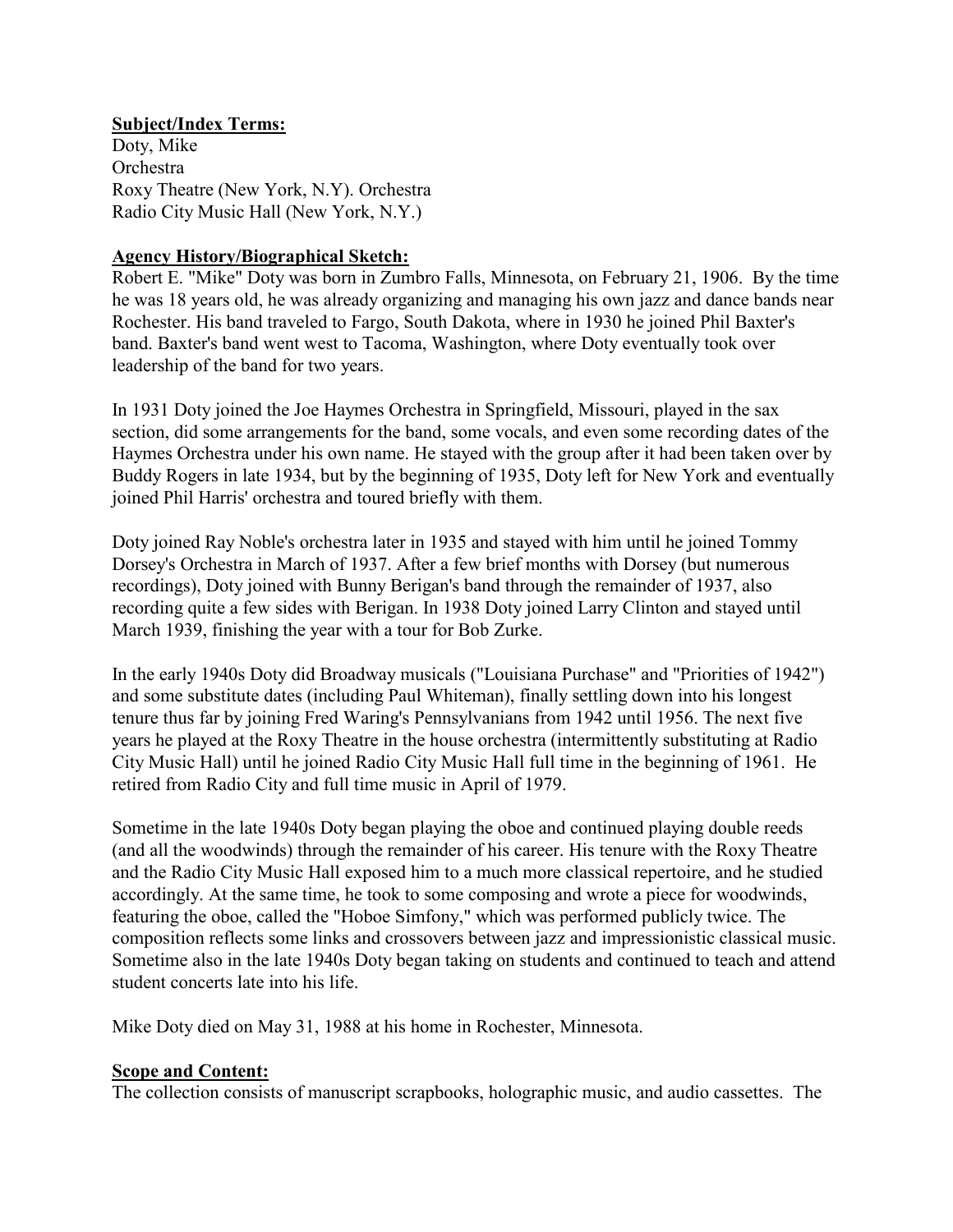**Subject/Index Terms:**

Doty, Mike
Orchestra
Roxy Theatre (New York, N.Y). Orchestra
Radio City Music Hall (New York, N.Y.)

**Agency History/Biographical Sketch:**

Robert E. "Mike" Doty was born in Zumbro Falls, Minnesota, on February 21, 1906. By the time he was 18 years old, he was already organizing and managing his own jazz and dance bands near Rochester. His band traveled to Fargo, South Dakota, where in 1930 he joined Phil Baxter's band. Baxter's band went west to Tacoma, Washington, where Doty eventually took over leadership of the band for two years.

In 1931 Doty joined the Joe Haymes Orchestra in Springfield, Missouri, played in the sax section, did some arrangements for the band, some vocals, and even some recording dates of the Haymes Orchestra under his own name. He stayed with the group after it had been taken over by Buddy Rogers in late 1934, but by the beginning of 1935, Doty left for New York and eventually joined Phil Harris' orchestra and toured briefly with them.

Doty joined Ray Noble's orchestra later in 1935 and stayed with him until he joined Tommy Dorsey's Orchestra in March of 1937. After a few brief months with Dorsey (but numerous recordings), Doty joined with Bunny Berigan's band through the remainder of 1937, also recording quite a few sides with Berigan. In 1938 Doty joined Larry Clinton and stayed until March 1939, finishing the year with a tour for Bob Zurke.

In the early 1940s Doty did Broadway musicals ("Louisiana Purchase" and "Priorities of 1942") and some substitute dates (including Paul Whiteman), finally settling down into his longest tenure thus far by joining Fred Waring's Pennsylvanians from 1942 until 1956. The next five years he played at the Roxy Theatre in the house orchestra (intermittently substituting at Radio City Music Hall) until he joined Radio City Music Hall full time in the beginning of 1961. He retired from Radio City and full time music in April of 1979.

Sometime in the late 1940s Doty began playing the oboe and continued playing double reeds (and all the woodwinds) through the remainder of his career. His tenure with the Roxy Theatre and the Radio City Music Hall exposed him to a much more classical repertoire, and he studied accordingly. At the same time, he took to some composing and wrote a piece for woodwinds, featuring the oboe, called the "Hoboe Simfony," which was performed publicly twice. The composition reflects some links and crossovers between jazz and impressionistic classical music. Sometime also in the late 1940s Doty began taking on students and continued to teach and attend student concerts late into his life.

Mike Doty died on May 31, 1988 at his home in Rochester, Minnesota.

**Scope and Content:**

The collection consists of manuscript scrapbooks, holographic music, and audio cassettes. The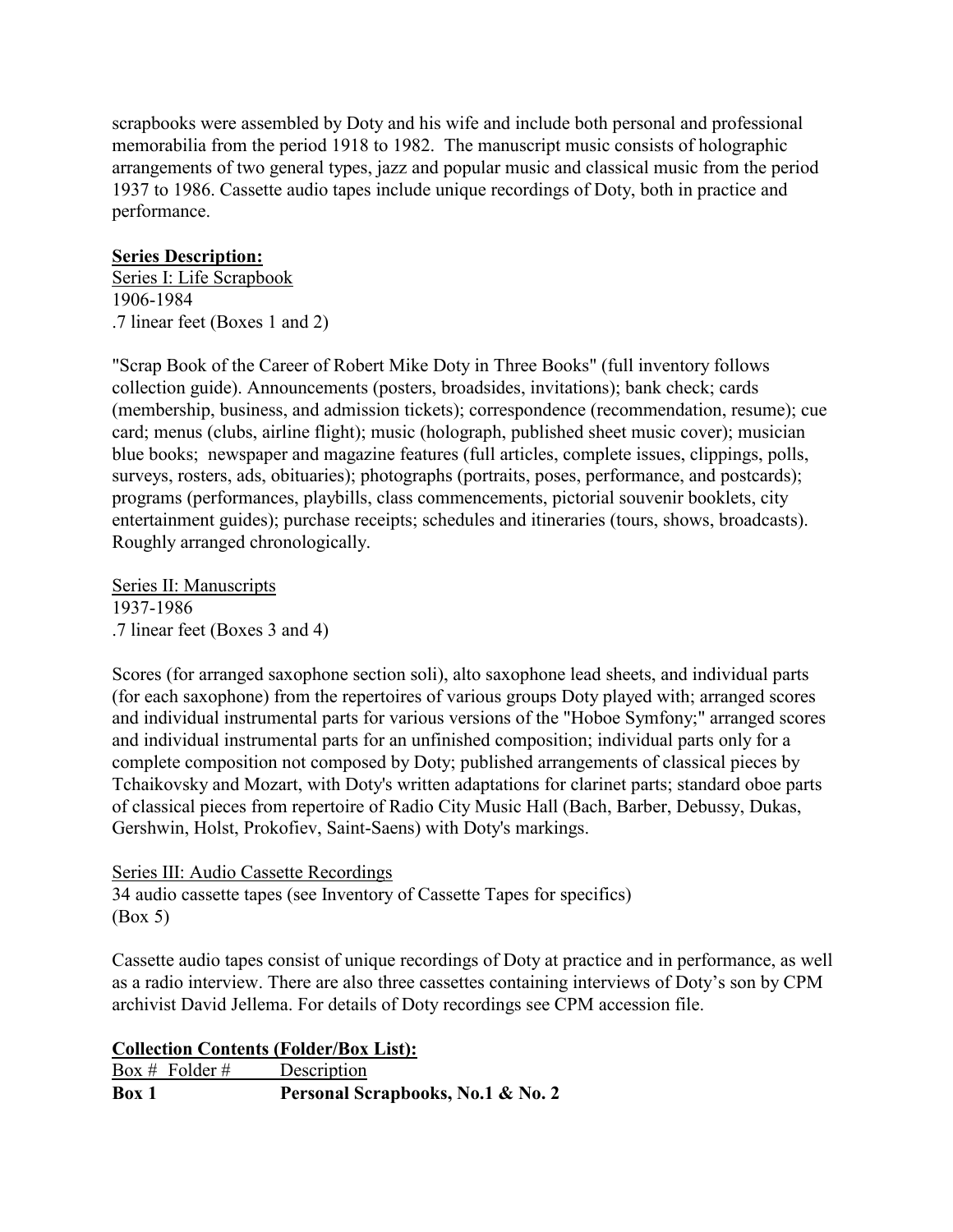scrapbooks were assembled by Doty and his wife and include both personal and professional memorabilia from the period 1918 to 1982. The manuscript music consists of holographic arrangements of two general types, jazz and popular music and classical music from the period 1937 to 1986. Cassette audio tapes include unique recordings of Doty, both in practice and performance.

**Series Description:**

Series I: Life Scrapbook
1906-1984
.7 linear feet (Boxes 1 and 2)

"Scrap Book of the Career of Robert Mike Doty in Three Books" (full inventory follows collection guide). Announcements (posters, broadsides, invitations); bank check; cards (membership, business, and admission tickets); correspondence (recommendation, resume); cue card; menus (clubs, airline flight); music (holograph, published sheet music cover); musician blue books; newspaper and magazine features (full articles, complete issues, clippings, polls, surveys, rosters, ads, obituaries); photographs (portraits, poses, performance, and postcards); programs (performances, playbills, class commencements, pictorial souvenir booklets, city entertainment guides); purchase receipts; schedules and itineraries (tours, shows, broadcasts). Roughly arranged chronologically.

Series II: Manuscripts
1937-1986
.7 linear feet (Boxes 3 and 4)

Scores (for arranged saxophone section soli), alto saxophone lead sheets, and individual parts (for each saxophone) from the repertoires of various groups Doty played with; arranged scores and individual instrumental parts for various versions of the "Hoboe Symfony;" arranged scores and individual instrumental parts for an unfinished composition; individual parts only for a complete composition not composed by Doty; published arrangements of classical pieces by Tchaikovsky and Mozart, with Doty's written adaptations for clarinet parts; standard oboe parts of classical pieces from repertoire of Radio City Music Hall (Bach, Barber, Debussy, Dukas, Gershwin, Holst, Prokofiev, Saint-Saens) with Doty's markings.

Series III: Audio Cassette Recordings
34 audio cassette tapes (see Inventory of Cassette Tapes for specifics)
(Box 5)

Cassette audio tapes consist of unique recordings of Doty at practice and in performance, as well as a radio interview. There are also three cassettes containing interviews of Doty's son by CPM archivist David Jellema. For details of Doty recordings see CPM accession file.

**Collection Contents (Folder/Box List):**

| Box # Folder # | Description |
|---|---|
| **Box 1** | **Personal Scrapbooks, No.1 & No. 2** |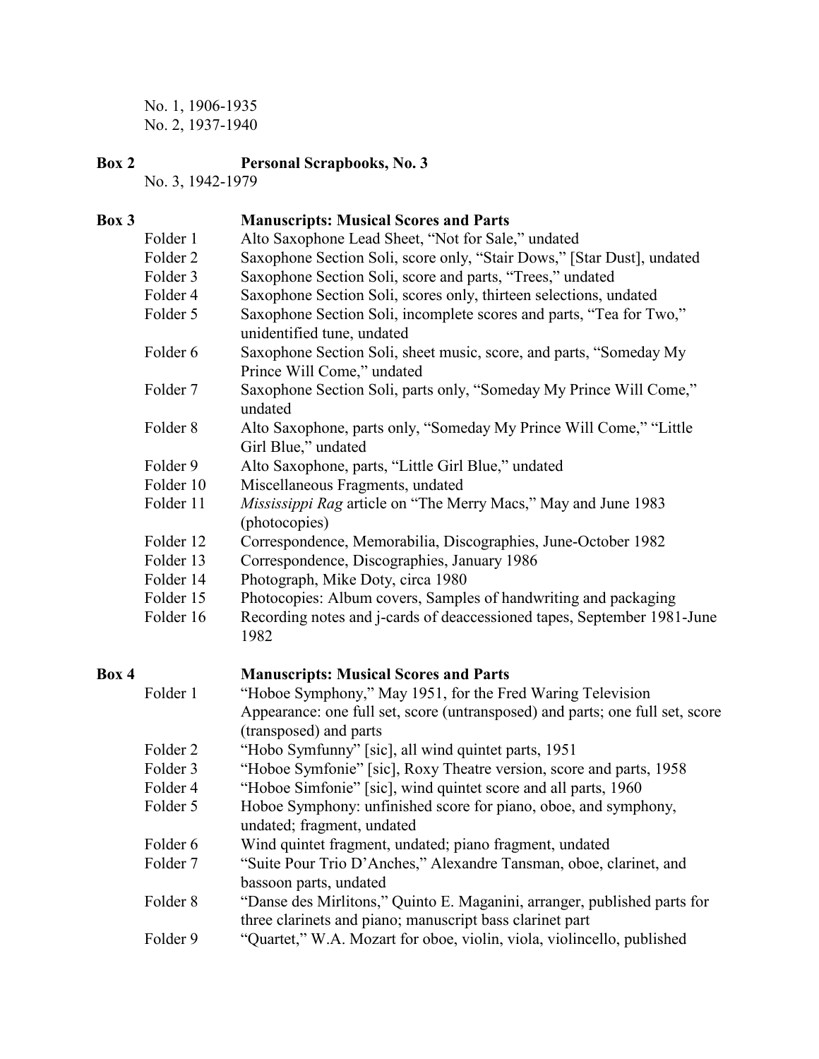No. 1, 1906-1935
No. 2, 1937-1940

**Box 2** **Personal Scrapbooks, No. 3**

No. 3, 1942-1979

**Box 3** **Manuscripts: Musical Scores and Parts**

| | |
|---|---|
| Folder 1 | Alto Saxophone Lead Sheet, "Not for Sale," undated |
| Folder 2 | Saxophone Section Soli, score only, "Stair Dows," [Star Dust], undated |
| Folder 3 | Saxophone Section Soli, score and parts, "Trees," undated |
| Folder 4 | Saxophone Section Soli, scores only, thirteen selections, undated |
| Folder 5 | Saxophone Section Soli, incomplete scores and parts, "Tea for Two," unidentified tune, undated |
| Folder 6 | Saxophone Section Soli, sheet music, score, and parts, "Someday My Prince Will Come," undated |
| Folder 7 | Saxophone Section Soli, parts only, "Someday My Prince Will Come," undated |
| Folder 8 | Alto Saxophone, parts only, "Someday My Prince Will Come," "Little Girl Blue," undated |
| Folder 9 | Alto Saxophone, parts, "Little Girl Blue," undated |
| Folder 10 | Miscellaneous Fragments, undated |
| Folder 11 | *Mississippi Rag* article on "The Merry Macs," May and June 1983 (photocopies) |
| Folder 12 | Correspondence, Memorabilia, Discographies, June-October 1982 |
| Folder 13 | Correspondence, Discographies, January 1986 |
| Folder 14 | Photograph, Mike Doty, circa 1980 |
| Folder 15 | Photocopies: Album covers, Samples of handwriting and packaging |
| Folder 16 | Recording notes and j-cards of deaccessioned tapes, September 1981-June 1982 |

**Box 4** **Manuscripts: Musical Scores and Parts**

| | |
|---|---|
| Folder 1 | "Hoboe Symphony," May 1951, for the Fred Waring Television Appearance: one full set, score (untransposed) and parts; one full set, score (transposed) and parts |
| Folder 2 | "Hobo Symfunny" [sic], all wind quintet parts, 1951 |
| Folder 3 | "Hoboe Symfonie" [sic], Roxy Theatre version, score and parts, 1958 |
| Folder 4 | "Hoboe Simfonie" [sic], wind quintet score and all parts, 1960 |
| Folder 5 | Hoboe Symphony: unfinished score for piano, oboe, and symphony, undated; fragment, undated |
| Folder 6 | Wind quintet fragment, undated; piano fragment, undated |
| Folder 7 | "Suite Pour Trio D'Anches," Alexandre Tansman, oboe, clarinet, and bassoon parts, undated |
| Folder 8 | "Danse des Mirlitons," Quinto E. Maganini, arranger, published parts for three clarinets and piano; manuscript bass clarinet part |
| Folder 9 | "Quartet," W.A. Mozart for oboe, violin, viola, violincello, published |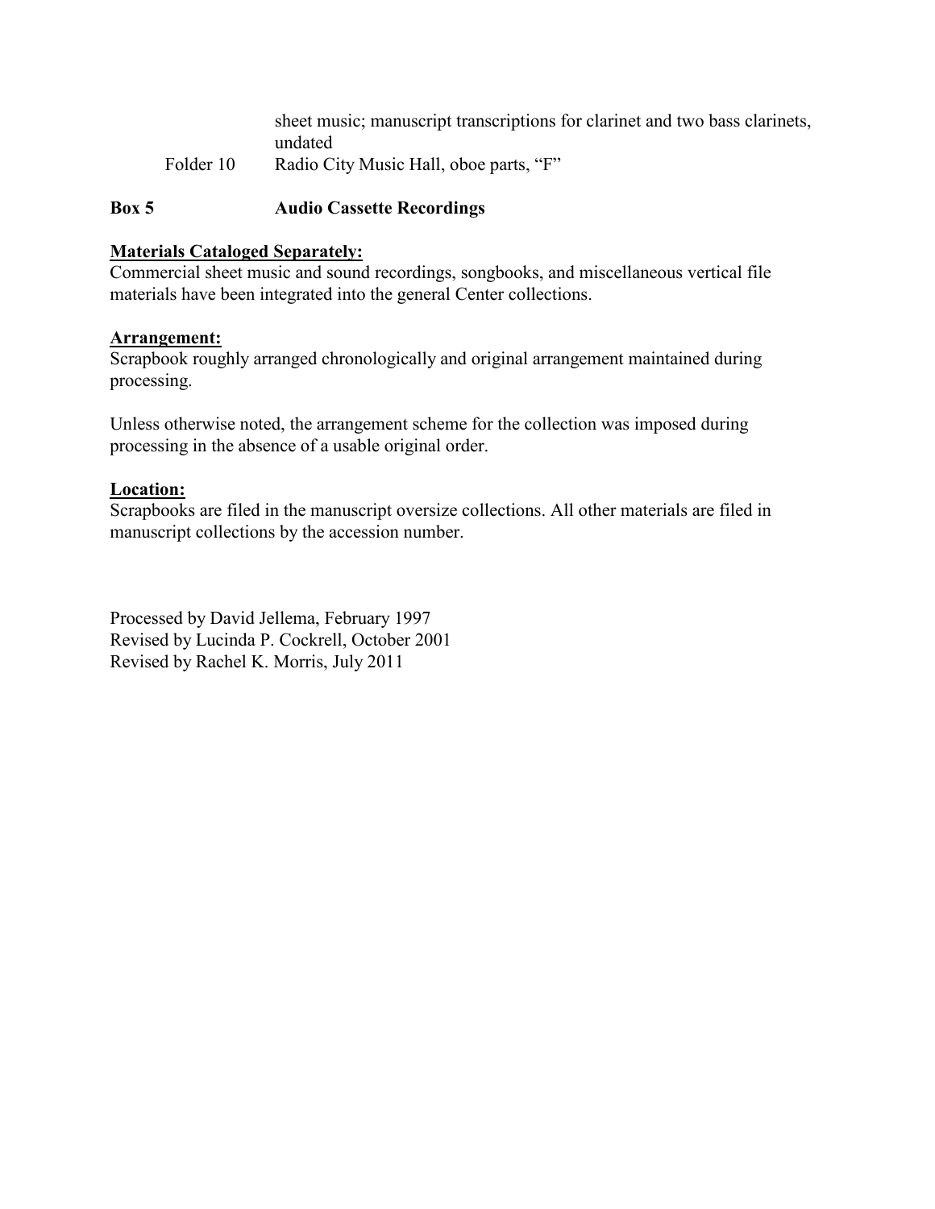sheet music; manuscript transcriptions for clarinet and two bass clarinets, undated

Folder 10 Radio City Music Hall, oboe parts, "F"

**Box 5 Audio Cassette Recordings**

**Materials Cataloged Separately:**

Commercial sheet music and sound recordings, songbooks, and miscellaneous vertical file materials have been integrated into the general Center collections.

**Arrangement:**

Scrapbook roughly arranged chronologically and original arrangement maintained during processing.

Unless otherwise noted, the arrangement scheme for the collection was imposed during processing in the absence of a usable original order.

**Location:**

Scrapbooks are filed in the manuscript oversize collections. All other materials are filed in manuscript collections by the accession number.

Processed by David Jellema, February 1997
Revised by Lucinda P. Cockrell, October 2001
Revised by Rachel K. Morris, July 2011